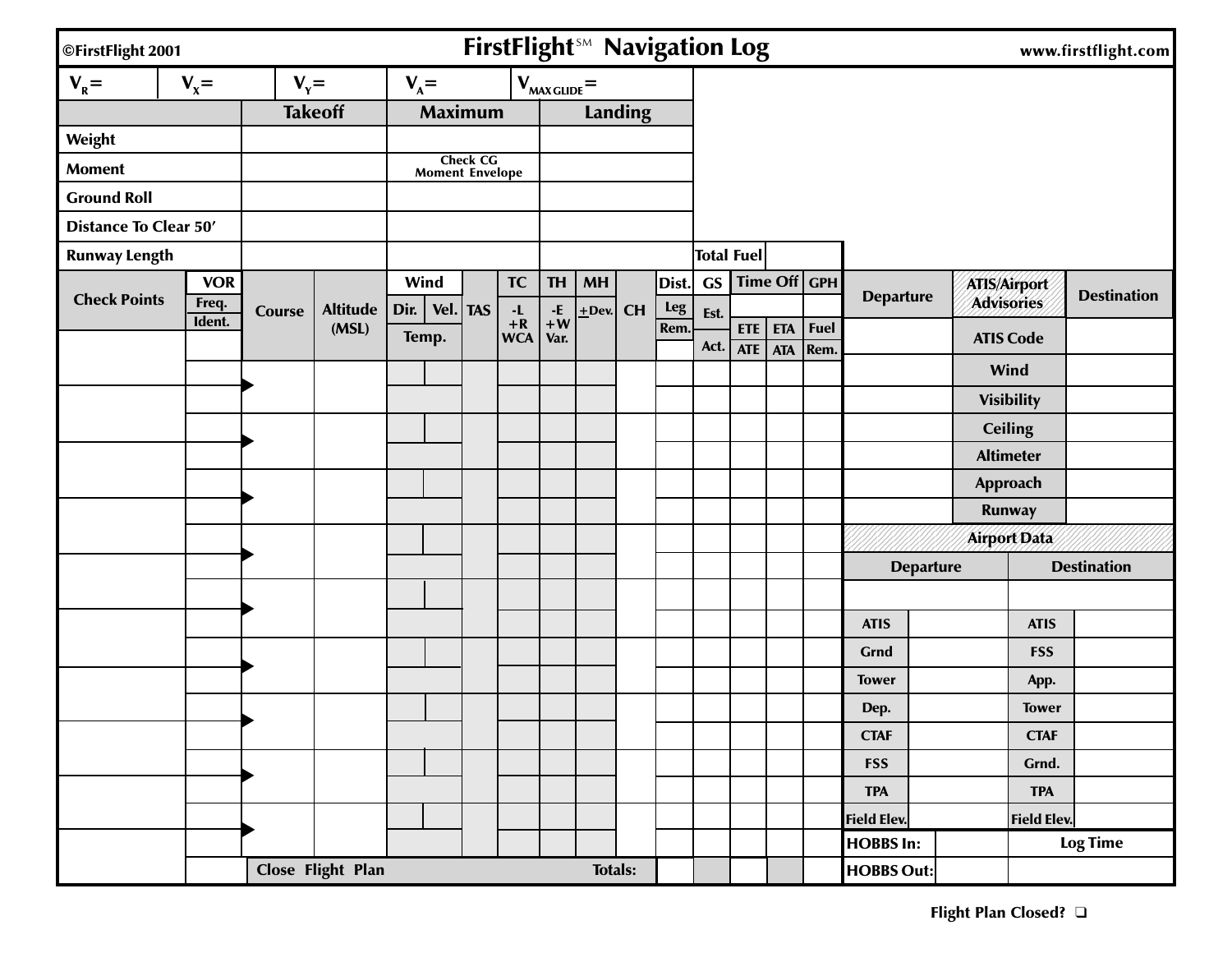©FirstFlight 2001

# FirstFlight℠ Navigation Log

www.firstflight.com

| $V_R$ = | $V_X$ = | $V_Y$ = | $V_A$ = | $V_{MAX\,GLIDE}$ = |
|---|---|---|---|---|

| | Takeoff | Maximum | Landing |
|---|---|---|---|
| Weight | | | |
| Moment | | Check CG Moment Envelope | |
| Ground Roll | | | |
| Distance To Clear 50′ | | | |
| Runway Length | | | |

Total Fuel

| Check Points | VOR Freq. Ident. | Course | Altitude (MSL) | Wind Dir. | Wind Vel. | TAS | TC -L +R WCA | TH -E +W Var. | MH ±Dev. | CH | Dist. Leg Rem. | GS Est. Act. | Time Off ETE ATE | ETA ATA | GPH Fuel Rem. |
|---|---|---|---|---|---|---|---|---|---|---|---|---|---|---|---|
| | | | | Temp. | | | | | | | | | | | |
| | | | | | | | | | | | | | | | |
| | | | | | | | | | | | | | | | |
| | | | | | | | | | | | | | | | |
| | | | | | | | | | | | | | | | |
| | | | | | | | | | | | | | | | |
| | | | | | | | | | | | | | | | |
| | | | | | | | | | | | | | | | |
| | | | | | | | | | | | | | | | |
| | | Close Flight Plan | | | | | | | Totals: | | | | | | |

| Departure | ATIS/Airport Advisories | Destination |
|---|---|---|
| | ATIS Code | |
| | Wind | |
| | Visibility | |
| | Ceiling | |
| | Altimeter | |
| | Approach | |
| | Runway | |

**Airport Data**

| Departure | | Destination | |
|---|---|---|---|
| | | | |
| ATIS | | ATIS | |
| Grnd | | FSS | |
| Tower | | App. | |
| Dep. | | Tower | |
| CTAF | | CTAF | |
| FSS | | Grnd. | |
| TPA | | TPA | |
| Field Elev. | | Field Elev. | |
| HOBBS In: | | Log Time | |
| HOBBS Out: | | | |

Flight Plan Closed? ❑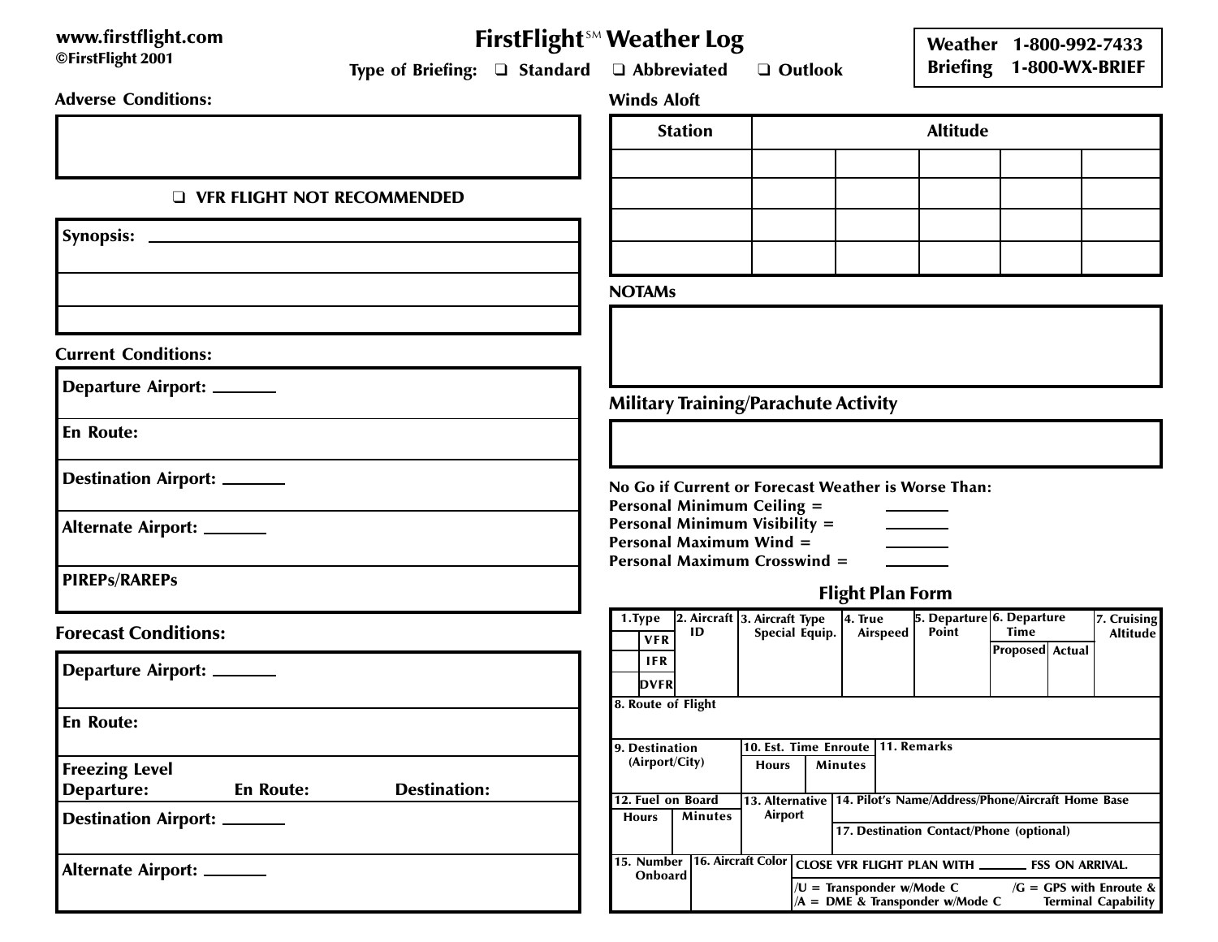www.firstflight.com
©FirstFlight 2001

# FirstFlight℠ Weather Log

**Type of Briefing:** ❑ Standard ❑ Abbreviated ❑ Outlook

**Weather Briefing** 1-800-992-7433
1-800-WX-BRIEF

**Adverse Conditions:**

| |
|---|
| |

❑ **VFR FLIGHT NOT RECOMMENDED**

| |
|---|
| **Synopsis:** ________ |
| |
| |

**Current Conditions:**

| |
|---|
| **Departure Airport:** ______ |
| **En Route:** |
| **Destination Airport:** ______ |
| **Alternate Airport:** ______ |
| **PIREPs/RAREPs** |

## Forecast Conditions:

| | | |
|---|---|---|
| **Departure Airport:** ______ | | |
| **En Route:** | | |
| **Freezing Level** **Departure:** | **En Route:** | **Destination:** |
| **Destination Airport:** ______ | | |
| **Alternate Airport:** ______ | | |

**Winds Aloft**

| Station | Altitude | | | | |
|---|---|---|---|---|---|
| | | | | | |
| | | | | | |
| | | | | | |
| | | | | | |

**NOTAMs**

| |
|---|
| |

**Military Training/Parachute Activity**

| |
|---|
| |

**No Go if Current or Forecast Weather is Worse Than:**
**Personal Minimum Ceiling =** ______
**Personal Minimum Visibility =** ______
**Personal Maximum Wind =** ______
**Personal Maximum Crosswind =** ______

## Flight Plan Form

| 1. Type | 2. Aircraft ID | 3. Aircraft Type Special Equip. | 4. True Airspeed | 5. Departure Point | 6. Departure Time | | 7. Cruising Altitude |
|---|---|---|---|---|---|---|---|
| VFR | | | | | Proposed | Actual | |
| IFR | | | | | | | |
| DVFR | | | | | | | |
| 8. Route of Flight | | | | | | | |
| 9. Destination (Airport/City) | 10. Est. Time Enroute Hours | Minutes | 11. Remarks | | | | |
| 12. Fuel on Board Hours | Minutes | 13. Alternative Airport | 14. Pilot's Name/Address/Phone/Aircraft Home Base | | | | |
| | | | 17. Destination Contact/Phone (optional) | | | | |
| 15. Number Onboard | 16. Aircraft Color | CLOSE VFR FLIGHT PLAN WITH ______ FSS ON ARRIVAL. | | | | | |
| | | /U = Transponder w/Mode C /A = DME & Transponder w/Mode C | /G = GPS with Enroute & Terminal Capability | | | | |